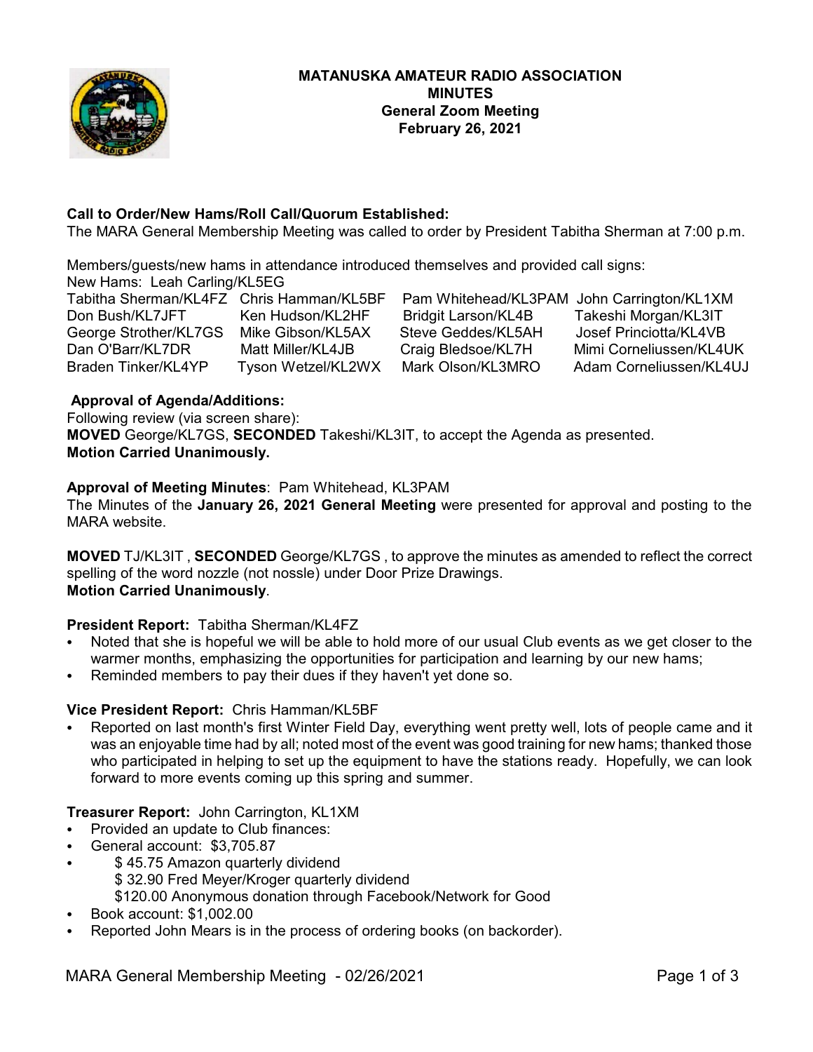# MATANUSKA AMATEUR RADIO ASSOCIATION
## MINUTES
### General Zoom Meeting
### February 26, 2021

**Call to Order/New Hams/Roll Call/Quorum Established:**
The MARA General Membership Meeting was called to order by President Tabitha Sherman at 7:00 p.m.

Members/guests/new hams in attendance introduced themselves and provided call signs:
New Hams: Leah Carling/KL5EG

| | | | |
|---|---|---|---|
| Tabitha Sherman/KL4FZ | Chris Hamman/KL5BF | Pam Whitehead/KL3PAM | John Carrington/KL1XM |
| Don Bush/KL7JFT | Ken Hudson/KL2HF | Bridgit Larson/KL4B | Takeshi Morgan/KL3IT |
| George Strother/KL7GS | Mike Gibson/KL5AX | Steve Geddes/KL5AH | Josef Princiotta/KL4VB |
| Dan O'Barr/KL7DR | Matt Miller/KL4JB | Craig Bledsoe/KL7H | Mimi Corneliussen/KL4UK |
| Braden Tinker/KL4YP | Tyson Wetzel/KL2WX | Mark Olson/KL3MRO | Adam Corneliussen/KL4UJ |

**Approval of Agenda/Additions:**
Following review (via screen share):
**MOVED** George/KL7GS, **SECONDED** Takeshi/KL3IT, to accept the Agenda as presented.
**Motion Carried Unanimously.**

**Approval of Meeting Minutes**: Pam Whitehead, KL3PAM
The Minutes of the **January 26, 2021 General Meeting** were presented for approval and posting to the MARA website.

**MOVED** TJ/KL3IT , **SECONDED** George/KL7GS , to approve the minutes as amended to reflect the correct spelling of the word nozzle (not nossle) under Door Prize Drawings.
**Motion Carried Unanimously**.

**President Report:** Tabitha Sherman/KL4FZ
- Noted that she is hopeful we will be able to hold more of our usual Club events as we get closer to the warmer months, emphasizing the opportunities for participation and learning by our new hams;
- Reminded members to pay their dues if they haven't yet done so.

**Vice President Report:** Chris Hamman/KL5BF
- Reported on last month's first Winter Field Day, everything went pretty well, lots of people came and it was an enjoyable time had by all; noted most of the event was good training for new hams; thanked those who participated in helping to set up the equipment to have the stations ready. Hopefully, we can look forward to more events coming up this spring and summer.

**Treasurer Report:** John Carrington, KL1XM
- Provided an update to Club finances:
- General account: $3,705.87
- $ 45.75 Amazon quarterly dividend
  $ 32.90 Fred Meyer/Kroger quarterly dividend
  $120.00 Anonymous donation through Facebook/Network for Good
- Book account: $1,002.00
- Reported John Mears is in the process of ordering books (on backorder).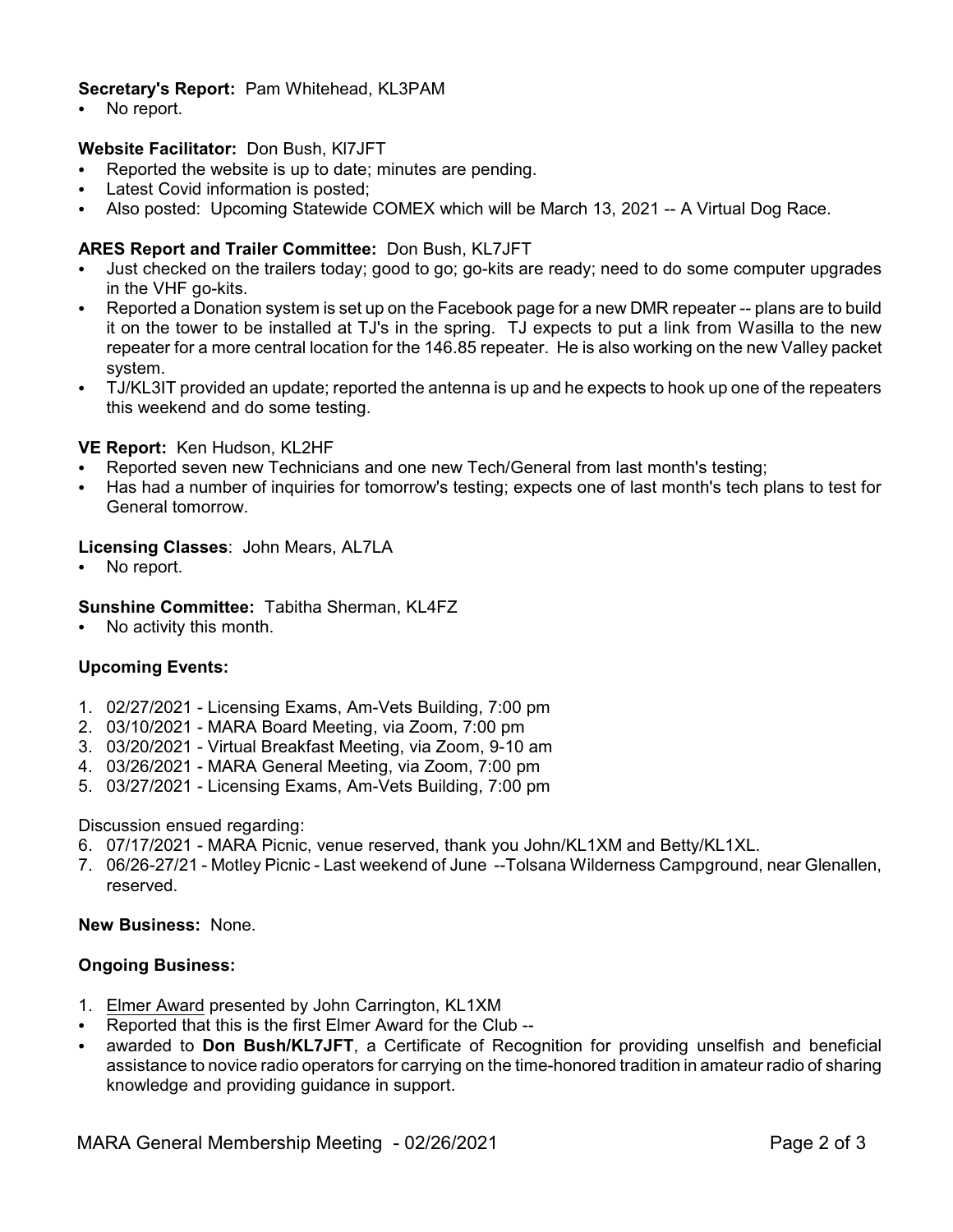**Secretary's Report:** Pam Whitehead, KL3PAM

- No report.

**Website Facilitator:** Don Bush, Kl7JFT

- Reported the website is up to date; minutes are pending.
- Latest Covid information is posted;
- Also posted: Upcoming Statewide COMEX which will be March 13, 2021 -- A Virtual Dog Race.

**ARES Report and Trailer Committee:** Don Bush, KL7JFT

- Just checked on the trailers today; good to go; go-kits are ready; need to do some computer upgrades in the VHF go-kits.
- Reported a Donation system is set up on the Facebook page for a new DMR repeater -- plans are to build it on the tower to be installed at TJ's in the spring. TJ expects to put a link from Wasilla to the new repeater for a more central location for the 146.85 repeater. He is also working on the new Valley packet system.
- TJ/KL3IT provided an update; reported the antenna is up and he expects to hook up one of the repeaters this weekend and do some testing.

**VE Report:** Ken Hudson, KL2HF

- Reported seven new Technicians and one new Tech/General from last month's testing;
- Has had a number of inquiries for tomorrow's testing; expects one of last month's tech plans to test for General tomorrow.

**Licensing Classes**: John Mears, AL7LA

- No report.

**Sunshine Committee:** Tabitha Sherman, KL4FZ

- No activity this month.

**Upcoming Events:**

1. 02/27/2021 - Licensing Exams, Am-Vets Building, 7:00 pm
2. 03/10/2021 - MARA Board Meeting, via Zoom, 7:00 pm
3. 03/20/2021 - Virtual Breakfast Meeting, via Zoom, 9-10 am
4. 03/26/2021 - MARA General Meeting, via Zoom, 7:00 pm
5. 03/27/2021 - Licensing Exams, Am-Vets Building, 7:00 pm

Discussion ensued regarding:

6. 07/17/2021 - MARA Picnic, venue reserved, thank you John/KL1XM and Betty/KL1XL.
7. 06/26-27/21 - Motley Picnic - Last weekend of June --Tolsana Wilderness Campground, near Glenallen, reserved.

**New Business:** None.

**Ongoing Business:**

1. Elmer Award presented by John Carrington, KL1XM

- Reported that this is the first Elmer Award for the Club --
- awarded to **Don Bush/KL7JFT**, a Certificate of Recognition for providing unselfish and beneficial assistance to novice radio operators for carrying on the time-honored tradition in amateur radio of sharing knowledge and providing guidance in support.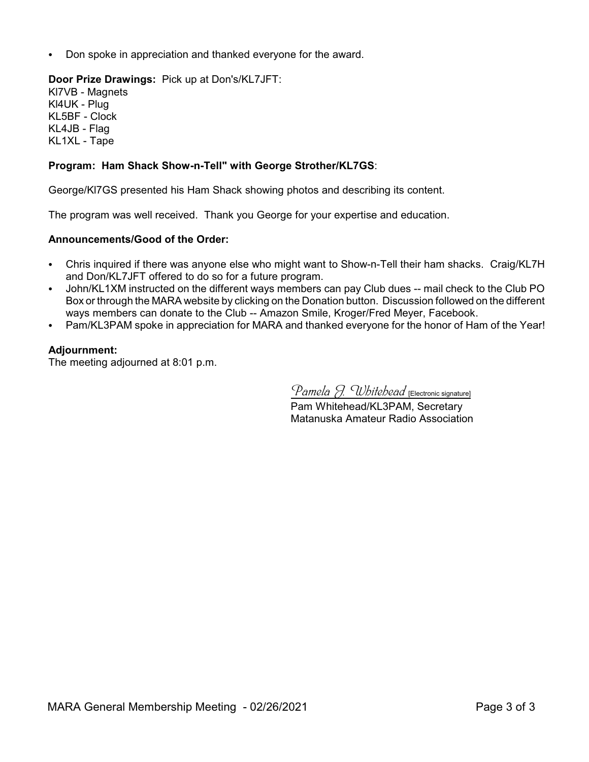- Don spoke in appreciation and thanked everyone for the award.

**Door Prize Drawings:** Pick up at Don's/KL7JFT:
Kl7VB - Magnets
Kl4UK - Plug
KL5BF - Clock
KL4JB - Flag
KL1XL - Tape

**Program: Ham Shack Show-n-Tell" with George Strother/KL7GS**:

George/Kl7GS presented his Ham Shack showing photos and describing its content.

The program was well received. Thank you George for your expertise and education.

**Announcements/Good of the Order:**

- Chris inquired if there was anyone else who might want to Show-n-Tell their ham shacks. Craig/KL7H and Don/KL7JFT offered to do so for a future program.
- John/KL1XM instructed on the different ways members can pay Club dues -- mail check to the Club PO Box or through the MARA website by clicking on the Donation button. Discussion followed on the different ways members can donate to the Club -- Amazon Smile, Kroger/Fred Meyer, Facebook.
- Pam/KL3PAM spoke in appreciation for MARA and thanked everyone for the honor of Ham of the Year!

**Adjournment:**
The meeting adjourned at 8:01 p.m.

*Pamela J. Whitehead* [Electronic signature]
Pam Whitehead/KL3PAM, Secretary
Matanuska Amateur Radio Association